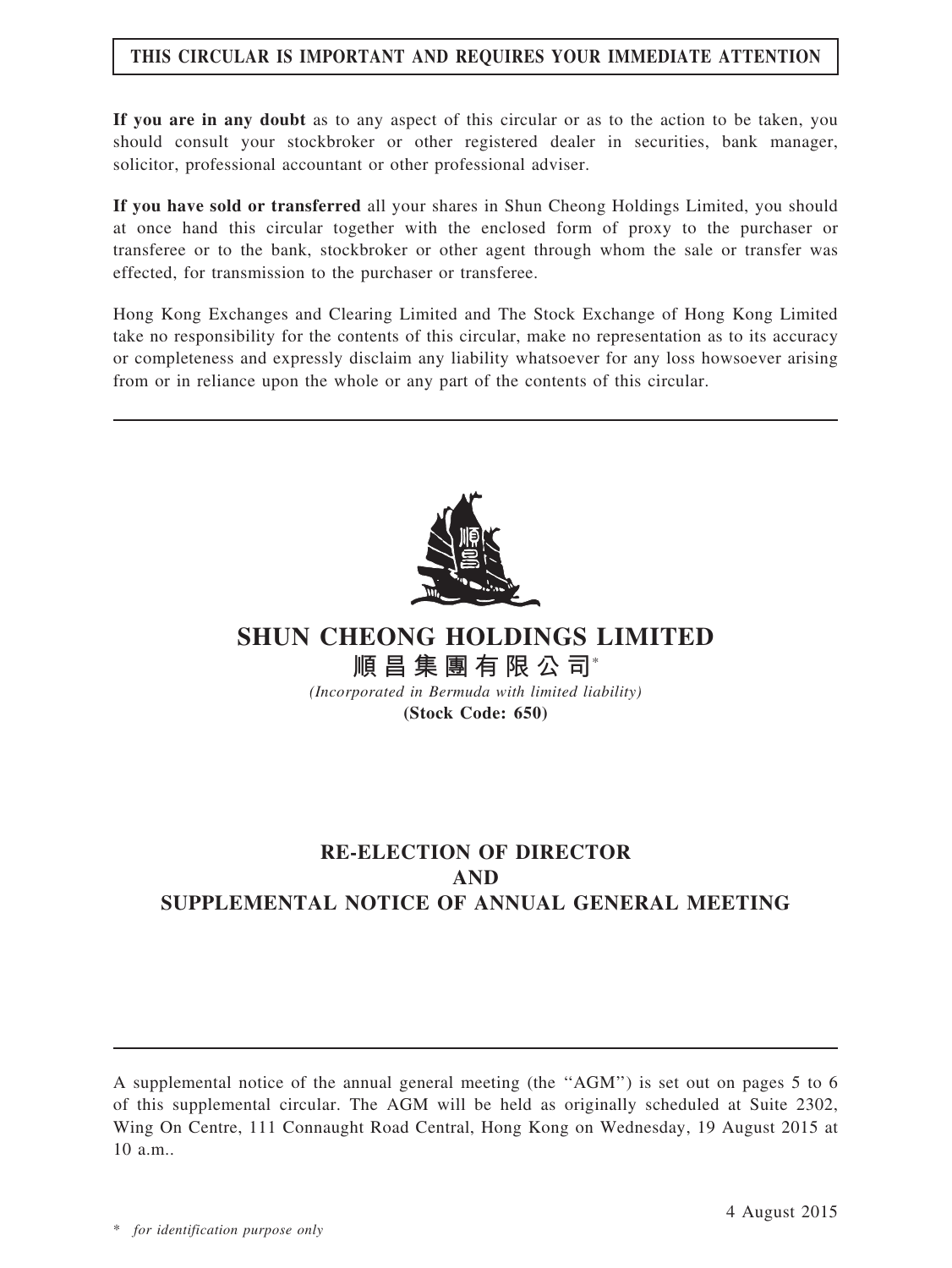**THIS CIRCULAR IS IMPORTANT AND REQUIRES YOUR IMMEDIATE ATTENTION**

**If you are in any doubt** as to any aspect of this circular or as to the action to be taken, you should consult your stockbroker or other registered dealer in securities, bank manager, solicitor, professional accountant or other professional adviser.

**If you have sold or transferred** all your shares in Shun Cheong Holdings Limited, you should at once hand this circular together with the enclosed form of proxy to the purchaser or transferee or to the bank, stockbroker or other agent through whom the sale or transfer was effected, for transmission to the purchaser or transferee.

Hong Kong Exchanges and Clearing Limited and The Stock Exchange of Hong Kong Limited take no responsibility for the contents of this circular, make no representation as to its accuracy or completeness and expressly disclaim any liability whatsoever for any loss howsoever arising from or in reliance upon the whole or any part of the contents of this circular.

# SHUN CHEONG HOLDINGS LIMITED

**順昌集團有限公司***

*(Incorporated in Bermuda with limited liability)*

**(Stock Code: 650)**

## RE-ELECTION OF DIRECTOR AND SUPPLEMENTAL NOTICE OF ANNUAL GENERAL MEETING

A supplemental notice of the annual general meeting (the "AGM") is set out on pages 5 to 6 of this supplemental circular. The AGM will be held as originally scheduled at Suite 2302, Wing On Centre, 111 Connaught Road Central, Hong Kong on Wednesday, 19 August 2015 at 10 a.m..

4 August 2015

\* *for identification purpose only*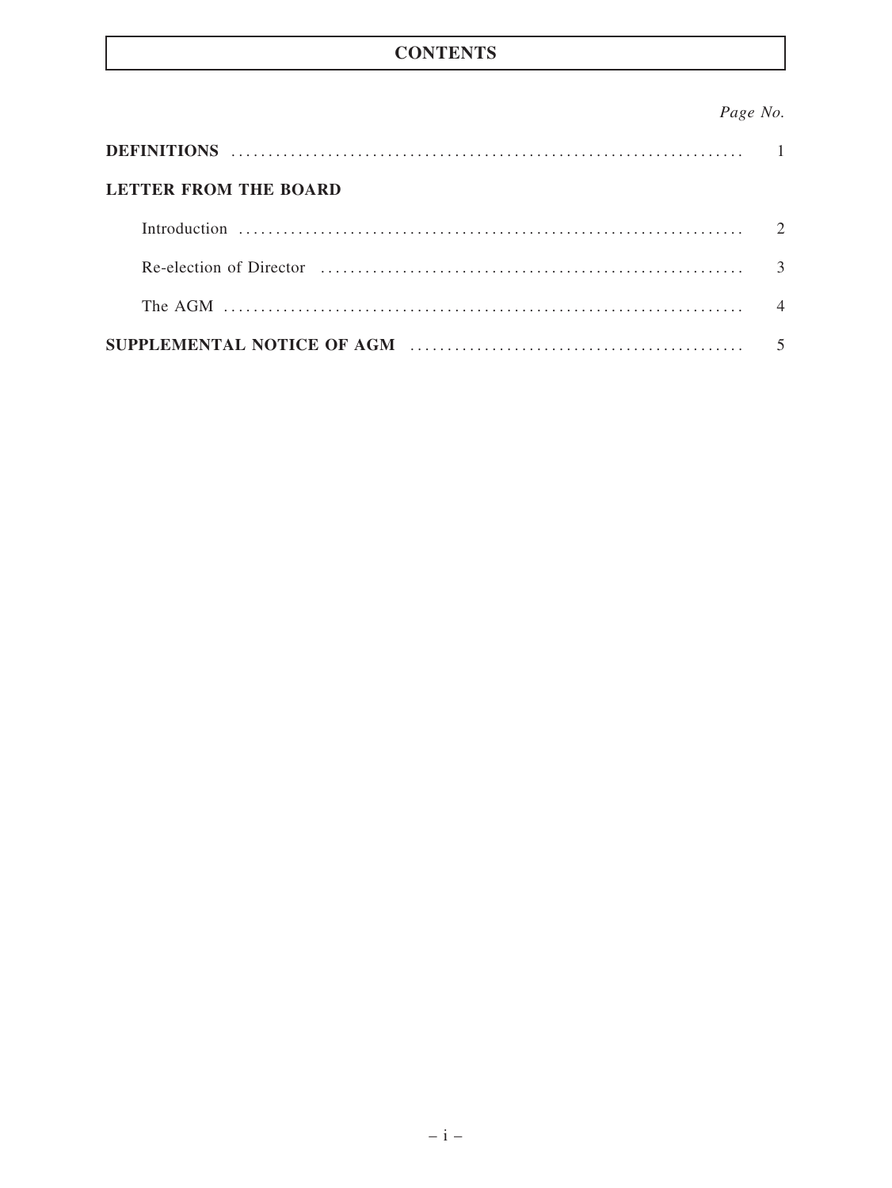# CONTENTS

| | Page No. |
|---|---|
| **DEFINITIONS** | 1 |
| **LETTER FROM THE BOARD** | |
| Introduction | 2 |
| Re-election of Director | 3 |
| The AGM | 4 |
| **SUPPLEMENTAL NOTICE OF AGM** | 5 |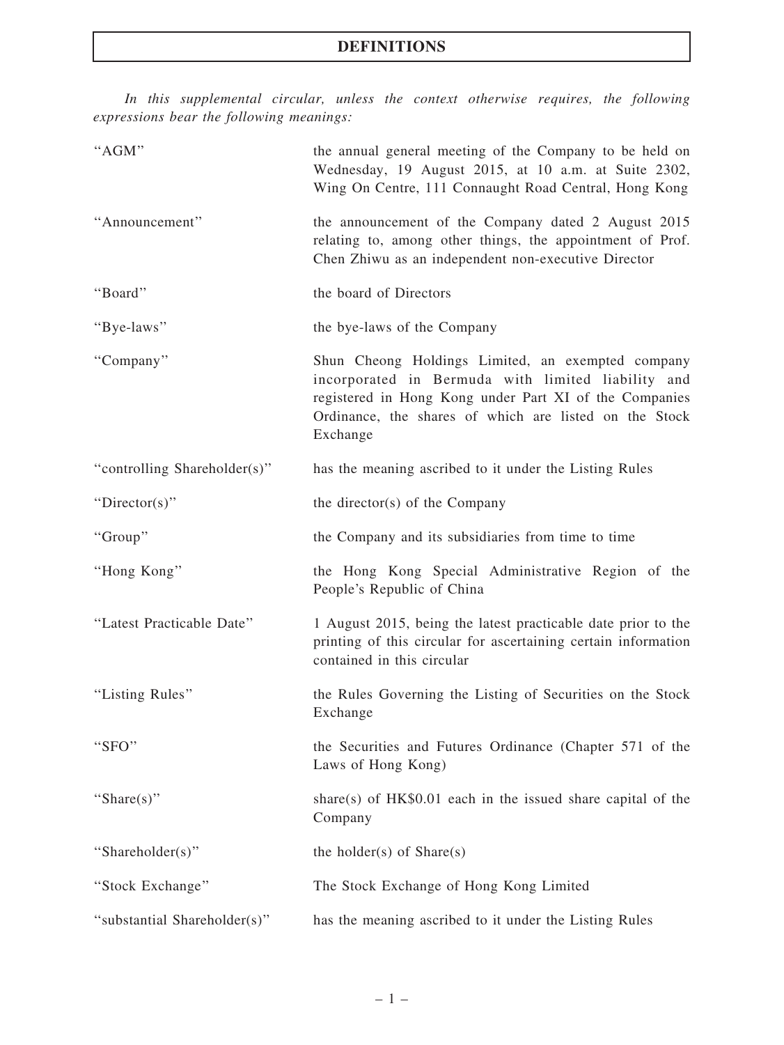# DEFINITIONS

*In this supplemental circular, unless the context otherwise requires, the following expressions bear the following meanings:*

| | |
|---|---|
| "AGM" | the annual general meeting of the Company to be held on Wednesday, 19 August 2015, at 10 a.m. at Suite 2302, Wing On Centre, 111 Connaught Road Central, Hong Kong |
| "Announcement" | the announcement of the Company dated 2 August 2015 relating to, among other things, the appointment of Prof. Chen Zhiwu as an independent non-executive Director |
| "Board" | the board of Directors |
| "Bye-laws" | the bye-laws of the Company |
| "Company" | Shun Cheong Holdings Limited, an exempted company incorporated in Bermuda with limited liability and registered in Hong Kong under Part XI of the Companies Ordinance, the shares of which are listed on the Stock Exchange |
| "controlling Shareholder(s)" | has the meaning ascribed to it under the Listing Rules |
| "Director(s)" | the director(s) of the Company |
| "Group" | the Company and its subsidiaries from time to time |
| "Hong Kong" | the Hong Kong Special Administrative Region of the People's Republic of China |
| "Latest Practicable Date" | 1 August 2015, being the latest practicable date prior to the printing of this circular for ascertaining certain information contained in this circular |
| "Listing Rules" | the Rules Governing the Listing of Securities on the Stock Exchange |
| "SFO" | the Securities and Futures Ordinance (Chapter 571 of the Laws of Hong Kong) |
| "Share(s)" | share(s) of HK$0.01 each in the issued share capital of the Company |
| "Shareholder(s)" | the holder(s) of Share(s) |
| "Stock Exchange" | The Stock Exchange of Hong Kong Limited |
| "substantial Shareholder(s)" | has the meaning ascribed to it under the Listing Rules |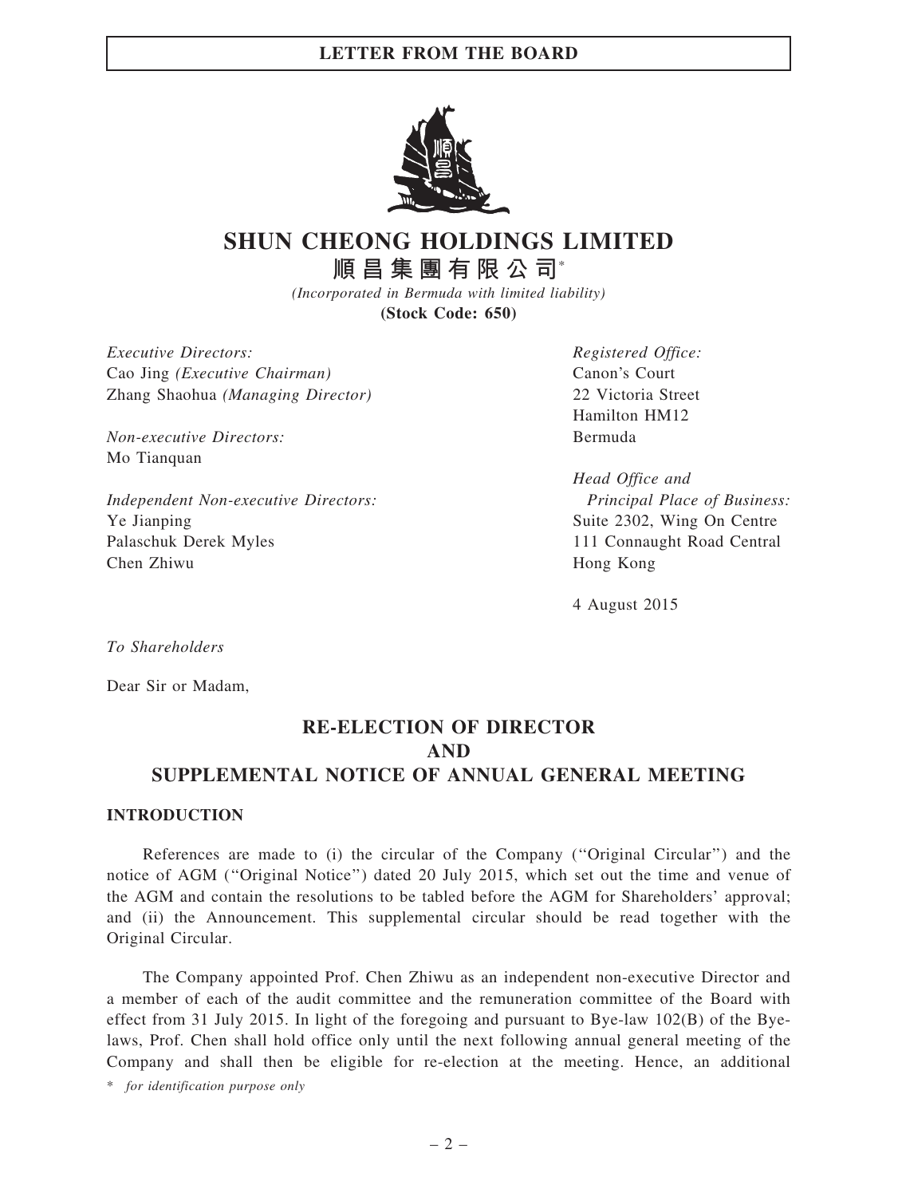**LETTER FROM THE BOARD**

# SHUN CHEONG HOLDINGS LIMITED
# 順昌集團有限公司*

*(Incorporated in Bermuda with limited liability)*
**(Stock Code: 650)**

*Executive Directors:*
Cao Jing *(Executive Chairman)*
Zhang Shaohua *(Managing Director)*

*Non-executive Directors:*
Mo Tianquan

*Independent Non-executive Directors:*
Ye Jianping
Palaschuk Derek Myles
Chen Zhiwu

*Registered Office:*
Canon's Court
22 Victoria Street
Hamilton HM12
Bermuda

*Head Office and Principal Place of Business:*
Suite 2302, Wing On Centre
111 Connaught Road Central
Hong Kong

4 August 2015

*To Shareholders*

Dear Sir or Madam,

## RE-ELECTION OF DIRECTOR AND SUPPLEMENTAL NOTICE OF ANNUAL GENERAL MEETING

### INTRODUCTION

References are made to (i) the circular of the Company ("Original Circular") and the notice of AGM ("Original Notice") dated 20 July 2015, which set out the time and venue of the AGM and contain the resolutions to be tabled before the AGM for Shareholders' approval; and (ii) the Announcement. This supplemental circular should be read together with the Original Circular.

The Company appointed Prof. Chen Zhiwu as an independent non-executive Director and a member of each of the audit committee and the remuneration committee of the Board with effect from 31 July 2015. In light of the foregoing and pursuant to Bye-law 102(B) of the Bye-laws, Prof. Chen shall hold office only until the next following annual general meeting of the Company and shall then be eligible for re-election at the meeting. Hence, an additional

\* *for identification purpose only*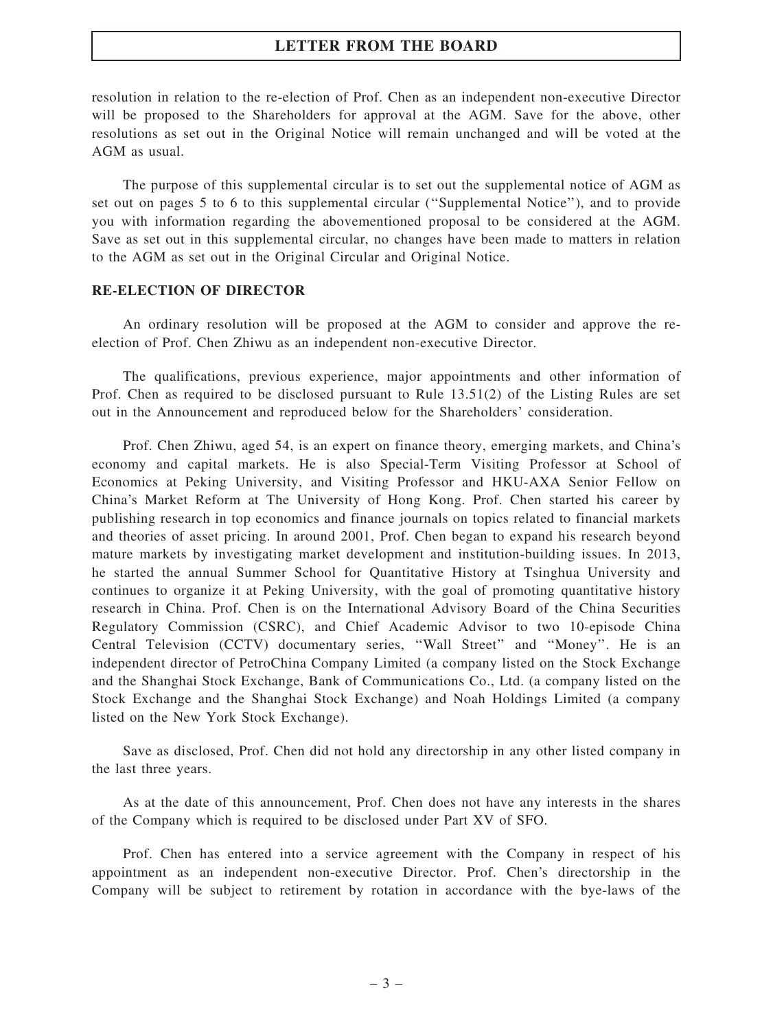resolution in relation to the re-election of Prof. Chen as an independent non-executive Director will be proposed to the Shareholders for approval at the AGM. Save for the above, other resolutions as set out in the Original Notice will remain unchanged and will be voted at the AGM as usual.

The purpose of this supplemental circular is to set out the supplemental notice of AGM as set out on pages 5 to 6 to this supplemental circular (''Supplemental Notice''), and to provide you with information regarding the abovementioned proposal to be considered at the AGM. Save as set out in this supplemental circular, no changes have been made to matters in relation to the AGM as set out in the Original Circular and Original Notice.

**RE-ELECTION OF DIRECTOR**

An ordinary resolution will be proposed at the AGM to consider and approve the re-election of Prof. Chen Zhiwu as an independent non-executive Director.

The qualifications, previous experience, major appointments and other information of Prof. Chen as required to be disclosed pursuant to Rule 13.51(2) of the Listing Rules are set out in the Announcement and reproduced below for the Shareholders' consideration.

Prof. Chen Zhiwu, aged 54, is an expert on finance theory, emerging markets, and China's economy and capital markets. He is also Special-Term Visiting Professor at School of Economics at Peking University, and Visiting Professor and HKU-AXA Senior Fellow on China's Market Reform at The University of Hong Kong. Prof. Chen started his career by publishing research in top economics and finance journals on topics related to financial markets and theories of asset pricing. In around 2001, Prof. Chen began to expand his research beyond mature markets by investigating market development and institution-building issues. In 2013, he started the annual Summer School for Quantitative History at Tsinghua University and continues to organize it at Peking University, with the goal of promoting quantitative history research in China. Prof. Chen is on the International Advisory Board of the China Securities Regulatory Commission (CSRC), and Chief Academic Advisor to two 10-episode China Central Television (CCTV) documentary series, ''Wall Street'' and ''Money''. He is an independent director of PetroChina Company Limited (a company listed on the Stock Exchange and the Shanghai Stock Exchange, Bank of Communications Co., Ltd. (a company listed on the Stock Exchange and the Shanghai Stock Exchange) and Noah Holdings Limited (a company listed on the New York Stock Exchange).

Save as disclosed, Prof. Chen did not hold any directorship in any other listed company in the last three years.

As at the date of this announcement, Prof. Chen does not have any interests in the shares of the Company which is required to be disclosed under Part XV of SFO.

Prof. Chen has entered into a service agreement with the Company in respect of his appointment as an independent non-executive Director. Prof. Chen's directorship in the Company will be subject to retirement by rotation in accordance with the bye-laws of the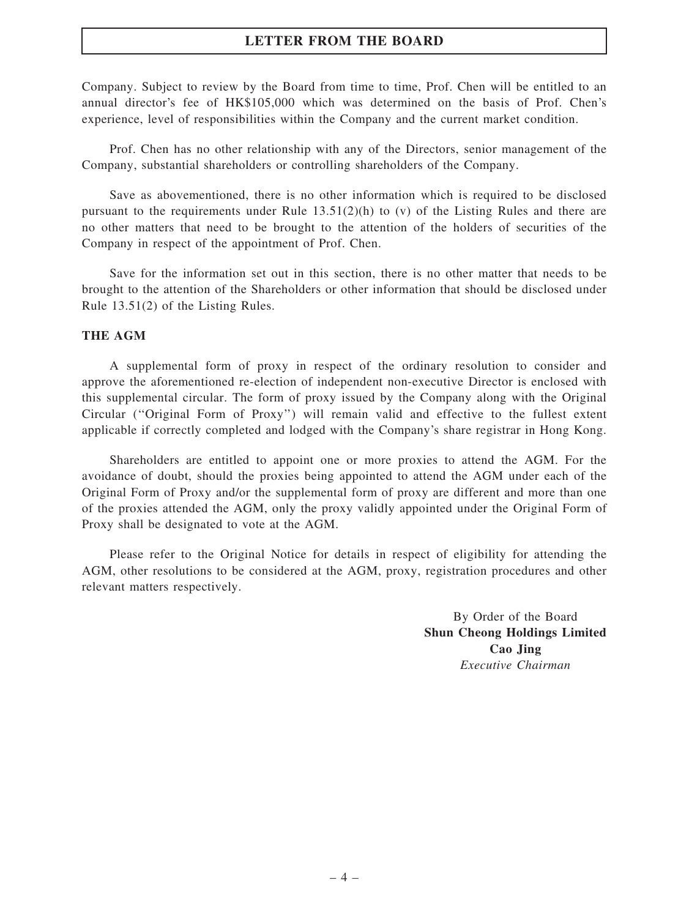Company. Subject to review by the Board from time to time, Prof. Chen will be entitled to an annual director's fee of HK$105,000 which was determined on the basis of Prof. Chen's experience, level of responsibilities within the Company and the current market condition.

Prof. Chen has no other relationship with any of the Directors, senior management of the Company, substantial shareholders or controlling shareholders of the Company.

Save as abovementioned, there is no other information which is required to be disclosed pursuant to the requirements under Rule 13.51(2)(h) to (v) of the Listing Rules and there are no other matters that need to be brought to the attention of the holders of securities of the Company in respect of the appointment of Prof. Chen.

Save for the information set out in this section, there is no other matter that needs to be brought to the attention of the Shareholders or other information that should be disclosed under Rule 13.51(2) of the Listing Rules.

**THE AGM**

A supplemental form of proxy in respect of the ordinary resolution to consider and approve the aforementioned re-election of independent non-executive Director is enclosed with this supplemental circular. The form of proxy issued by the Company along with the Original Circular (''Original Form of Proxy'') will remain valid and effective to the fullest extent applicable if correctly completed and lodged with the Company's share registrar in Hong Kong.

Shareholders are entitled to appoint one or more proxies to attend the AGM. For the avoidance of doubt, should the proxies being appointed to attend the AGM under each of the Original Form of Proxy and/or the supplemental form of proxy are different and more than one of the proxies attended the AGM, only the proxy validly appointed under the Original Form of Proxy shall be designated to vote at the AGM.

Please refer to the Original Notice for details in respect of eligibility for attending the AGM, other resolutions to be considered at the AGM, proxy, registration procedures and other relevant matters respectively.

By Order of the Board
**Shun Cheong Holdings Limited**
**Cao Jing**
*Executive Chairman*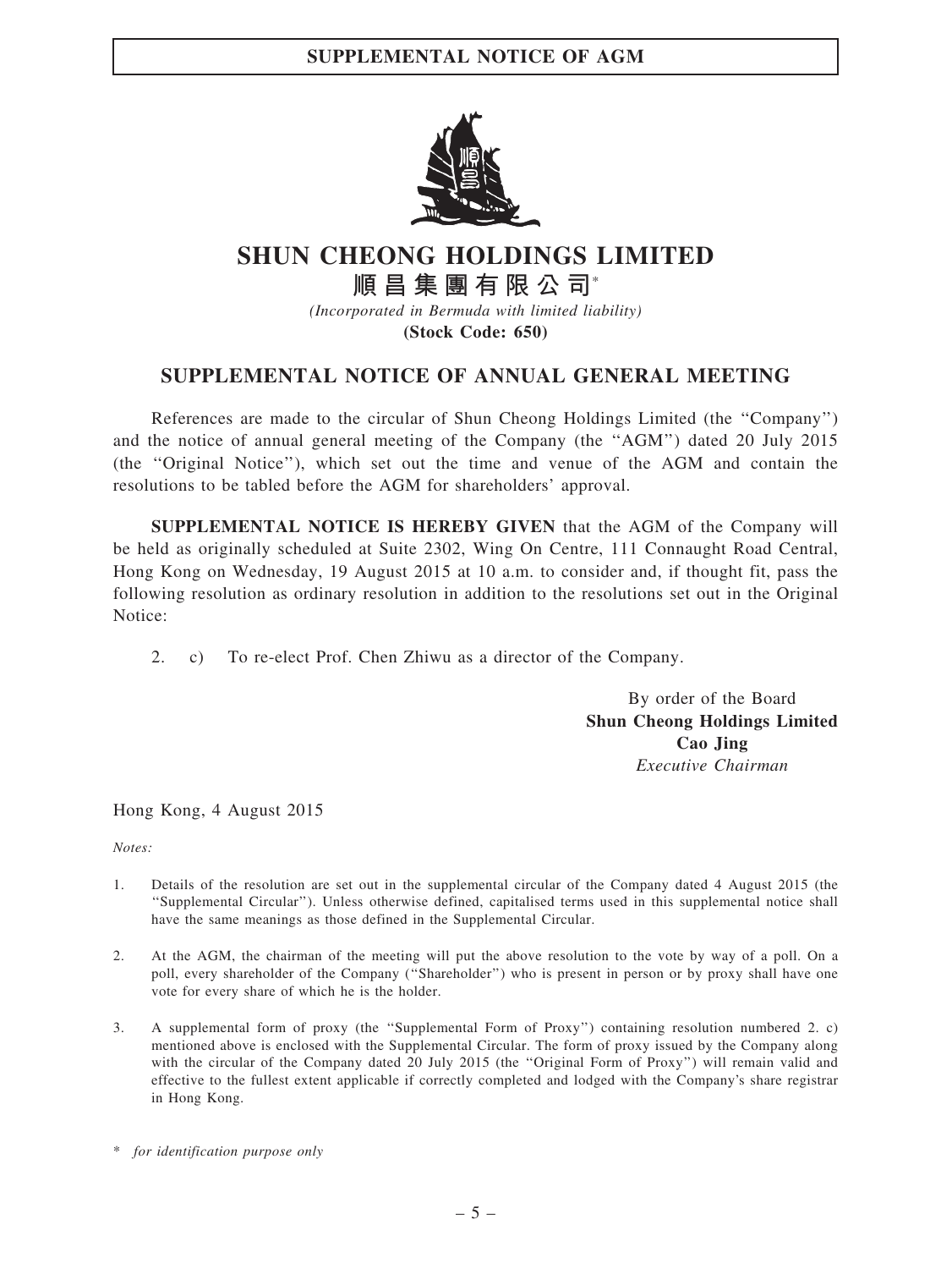# SHUN CHEONG HOLDINGS LIMITED

# 順昌集團有限公司*

*(Incorporated in Bermuda with limited liability)*

**(Stock Code: 650)**

## SUPPLEMENTAL NOTICE OF ANNUAL GENERAL MEETING

References are made to the circular of Shun Cheong Holdings Limited (the "Company") and the notice of annual general meeting of the Company (the "AGM") dated 20 July 2015 (the "Original Notice"), which set out the time and venue of the AGM and contain the resolutions to be tabled before the AGM for shareholders' approval.

**SUPPLEMENTAL NOTICE IS HEREBY GIVEN** that the AGM of the Company will be held as originally scheduled at Suite 2302, Wing On Centre, 111 Connaught Road Central, Hong Kong on Wednesday, 19 August 2015 at 10 a.m. to consider and, if thought fit, pass the following resolution as ordinary resolution in addition to the resolutions set out in the Original Notice:

2. c) To re-elect Prof. Chen Zhiwu as a director of the Company.

By order of the Board
**Shun Cheong Holdings Limited**
**Cao Jing**
*Executive Chairman*

Hong Kong, 4 August 2015

*Notes:*

1. Details of the resolution are set out in the supplemental circular of the Company dated 4 August 2015 (the "Supplemental Circular"). Unless otherwise defined, capitalised terms used in this supplemental notice shall have the same meanings as those defined in the Supplemental Circular.

2. At the AGM, the chairman of the meeting will put the above resolution to the vote by way of a poll. On a poll, every shareholder of the Company ("Shareholder") who is present in person or by proxy shall have one vote for every share of which he is the holder.

3. A supplemental form of proxy (the "Supplemental Form of Proxy") containing resolution numbered 2. c) mentioned above is enclosed with the Supplemental Circular. The form of proxy issued by the Company along with the circular of the Company dated 20 July 2015 (the "Original Form of Proxy") will remain valid and effective to the fullest extent applicable if correctly completed and lodged with the Company's share registrar in Hong Kong.

\* *for identification purpose only*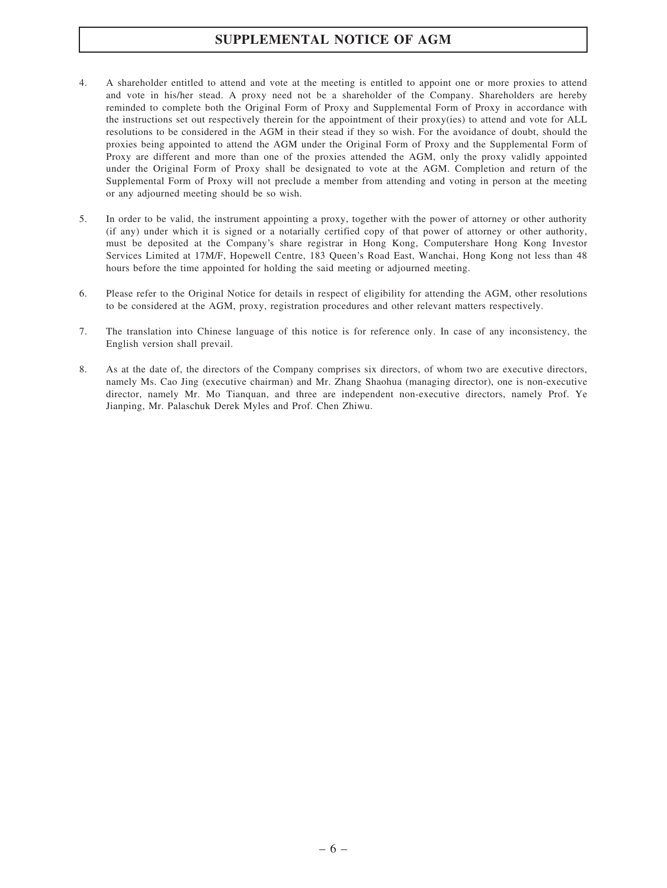4. A shareholder entitled to attend and vote at the meeting is entitled to appoint one or more proxies to attend and vote in his/her stead. A proxy need not be a shareholder of the Company. Shareholders are hereby reminded to complete both the Original Form of Proxy and Supplemental Form of Proxy in accordance with the instructions set out respectively therein for the appointment of their proxy(ies) to attend and vote for ALL resolutions to be considered in the AGM in their stead if they so wish. For the avoidance of doubt, should the proxies being appointed to attend the AGM under the Original Form of Proxy and the Supplemental Form of Proxy are different and more than one of the proxies attended the AGM, only the proxy validly appointed under the Original Form of Proxy shall be designated to vote at the AGM. Completion and return of the Supplemental Form of Proxy will not preclude a member from attending and voting in person at the meeting or any adjourned meeting should be so wish.

5. In order to be valid, the instrument appointing a proxy, together with the power of attorney or other authority (if any) under which it is signed or a notarially certified copy of that power of attorney or other authority, must be deposited at the Company's share registrar in Hong Kong, Computershare Hong Kong Investor Services Limited at 17M/F, Hopewell Centre, 183 Queen's Road East, Wanchai, Hong Kong not less than 48 hours before the time appointed for holding the said meeting or adjourned meeting.

6. Please refer to the Original Notice for details in respect of eligibility for attending the AGM, other resolutions to be considered at the AGM, proxy, registration procedures and other relevant matters respectively.

7. The translation into Chinese language of this notice is for reference only. In case of any inconsistency, the English version shall prevail.

8. As at the date of, the directors of the Company comprises six directors, of whom two are executive directors, namely Ms. Cao Jing (executive chairman) and Mr. Zhang Shaohua (managing director), one is non-executive director, namely Mr. Mo Tianquan, and three are independent non-executive directors, namely Prof. Ye Jianping, Mr. Palaschuk Derek Myles and Prof. Chen Zhiwu.